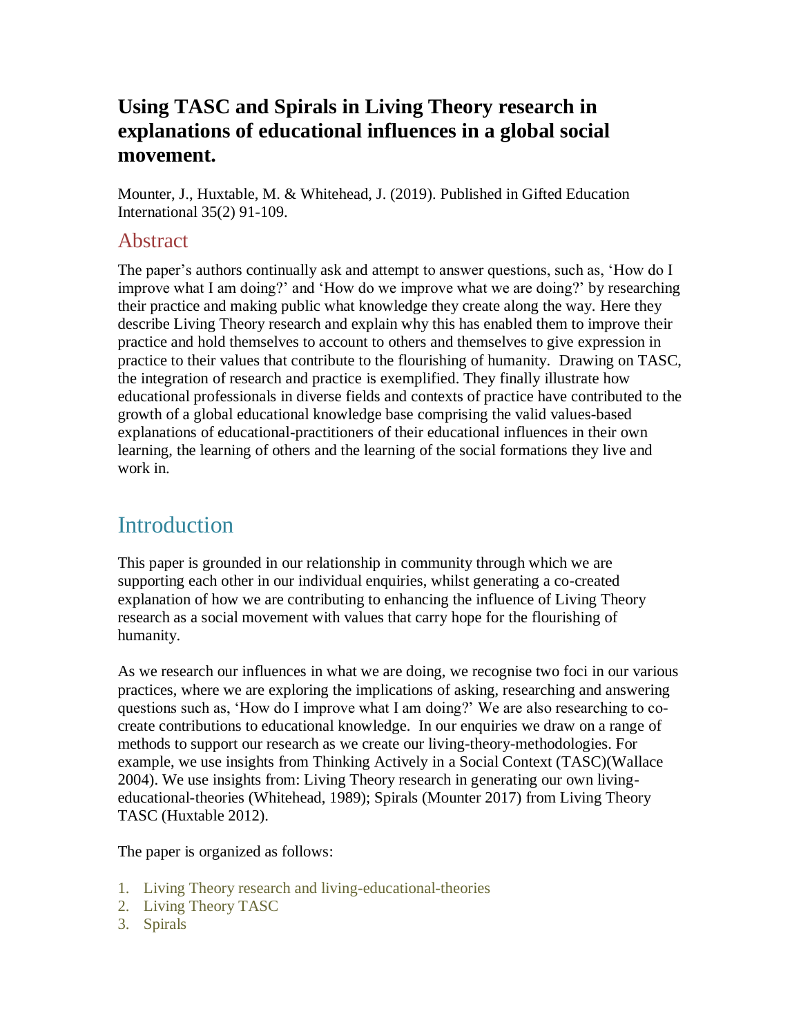# Using TASC and Spirals in Living Theory research in explanations of educational influences in a global social movement.

Mounter, J., Huxtable, M. & Whitehead, J. (2019). Published in Gifted Education International 35(2) 91-109.

## Abstract

The paper's authors continually ask and attempt to answer questions, such as, 'How do I improve what I am doing?' and 'How do we improve what we are doing?' by researching their practice and making public what knowledge they create along the way. Here they describe Living Theory research and explain why this has enabled them to improve their practice and hold themselves to account to others and themselves to give expression in practice to their values that contribute to the flourishing of humanity. Drawing on TASC, the integration of research and practice is exemplified. They finally illustrate how educational professionals in diverse fields and contexts of practice have contributed to the growth of a global educational knowledge base comprising the valid values-based explanations of educational-practitioners of their educational influences in their own learning, the learning of others and the learning of the social formations they live and work in.

## Introduction

This paper is grounded in our relationship in community through which we are supporting each other in our individual enquiries, whilst generating a co-created explanation of how we are contributing to enhancing the influence of Living Theory research as a social movement with values that carry hope for the flourishing of humanity.

As we research our influences in what we are doing, we recognise two foci in our various practices, where we are exploring the implications of asking, researching and answering questions such as, 'How do I improve what I am doing?' We are also researching to co-create contributions to educational knowledge. In our enquiries we draw on a range of methods to support our research as we create our living-theory-methodologies. For example, we use insights from Thinking Actively in a Social Context (TASC)(Wallace 2004). We use insights from: Living Theory research in generating our own living-educational-theories (Whitehead, 1989); Spirals (Mounter 2017) from Living Theory TASC (Huxtable 2012).

The paper is organized as follows:

1. Living Theory research and living-educational-theories
2. Living Theory TASC
3. Spirals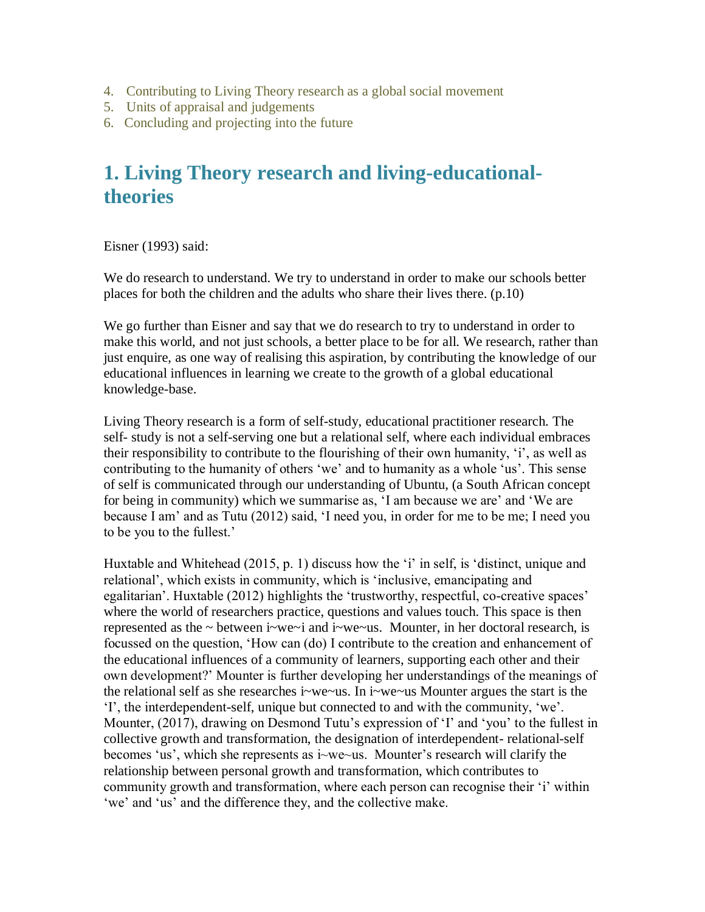4. Contributing to Living Theory research as a global social movement
5. Units of appraisal and judgements
6. Concluding and projecting into the future

## 1. Living Theory research and living-educational-theories

Eisner (1993) said:

We do research to understand. We try to understand in order to make our schools better places for both the children and the adults who share their lives there. (p.10)

We go further than Eisner and say that we do research to try to understand in order to make this world, and not just schools, a better place to be for all. We research, rather than just enquire, as one way of realising this aspiration, by contributing the knowledge of our educational influences in learning we create to the growth of a global educational knowledge-base.

Living Theory research is a form of self-study, educational practitioner research. The self- study is not a self-serving one but a relational self, where each individual embraces their responsibility to contribute to the flourishing of their own humanity, 'i', as well as contributing to the humanity of others 'we' and to humanity as a whole 'us'. This sense of self is communicated through our understanding of Ubuntu, (a South African concept for being in community) which we summarise as, 'I am because we are' and 'We are because I am' and as Tutu (2012) said, 'I need you, in order for me to be me; I need you to be you to the fullest.'

Huxtable and Whitehead (2015, p. 1) discuss how the 'i' in self, is 'distinct, unique and relational', which exists in community, which is 'inclusive, emancipating and egalitarian'. Huxtable (2012) highlights the 'trustworthy, respectful, co-creative spaces' where the world of researchers practice, questions and values touch. This space is then represented as the ~ between i~we~i and i~we~us. Mounter, in her doctoral research, is focussed on the question, 'How can (do) I contribute to the creation and enhancement of the educational influences of a community of learners, supporting each other and their own development?' Mounter is further developing her understandings of the meanings of the relational self as she researches i~we~us. In i~we~us Mounter argues the start is the 'I', the interdependent-self, unique but connected to and with the community, 'we'. Mounter, (2017), drawing on Desmond Tutu's expression of 'I' and 'you' to the fullest in collective growth and transformation, the designation of interdependent- relational-self becomes 'us', which she represents as i~we~us. Mounter's research will clarify the relationship between personal growth and transformation, which contributes to community growth and transformation, where each person can recognise their 'i' within 'we' and 'us' and the difference they, and the collective make.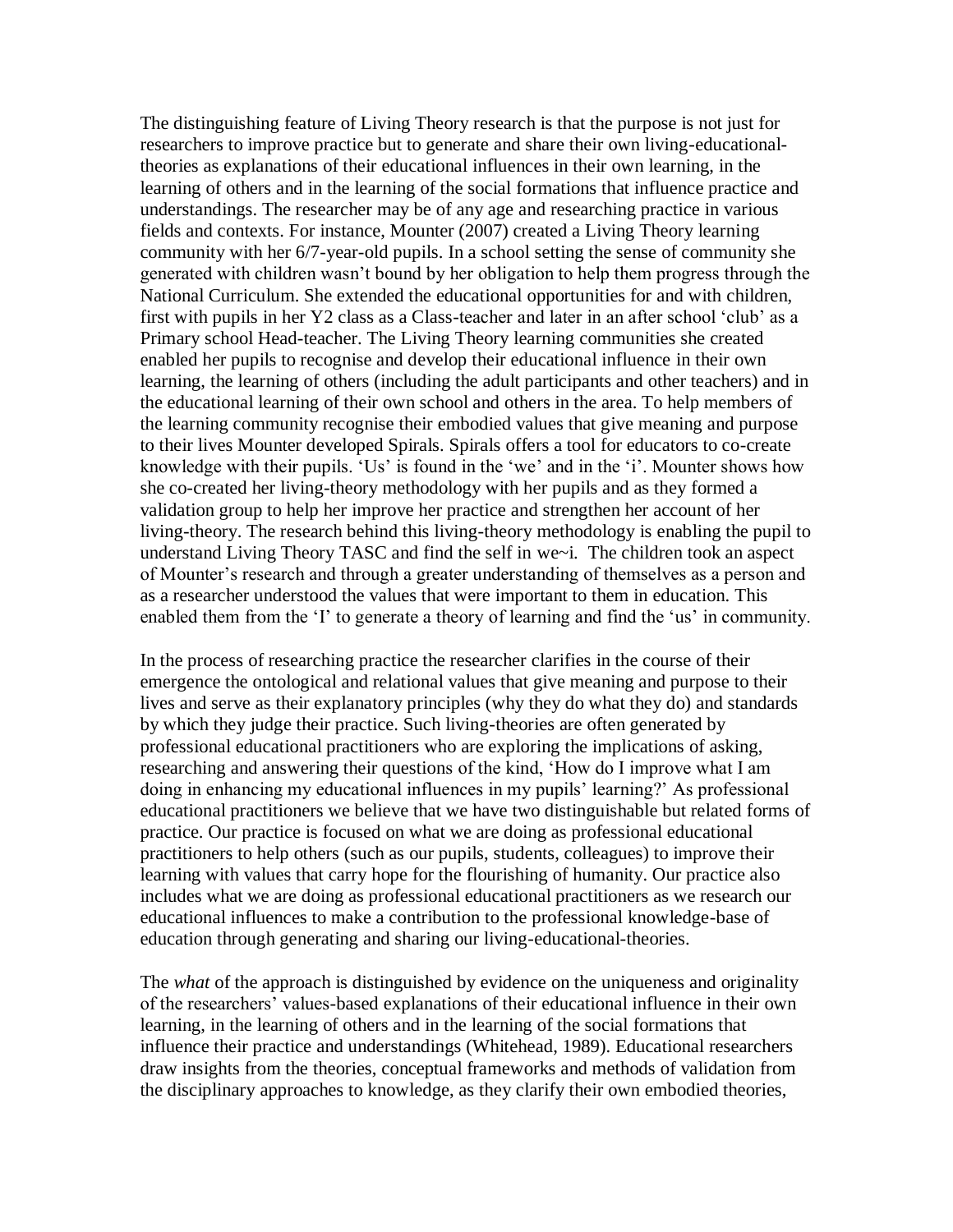The distinguishing feature of Living Theory research is that the purpose is not just for researchers to improve practice but to generate and share their own living-educational-theories as explanations of their educational influences in their own learning, in the learning of others and in the learning of the social formations that influence practice and understandings. The researcher may be of any age and researching practice in various fields and contexts. For instance, Mounter (2007) created a Living Theory learning community with her 6/7-year-old pupils. In a school setting the sense of community she generated with children wasn't bound by her obligation to help them progress through the National Curriculum. She extended the educational opportunities for and with children, first with pupils in her Y2 class as a Class-teacher and later in an after school 'club' as a Primary school Head-teacher. The Living Theory learning communities she created enabled her pupils to recognise and develop their educational influence in their own learning, the learning of others (including the adult participants and other teachers) and in the educational learning of their own school and others in the area. To help members of the learning community recognise their embodied values that give meaning and purpose to their lives Mounter developed Spirals. Spirals offers a tool for educators to co-create knowledge with their pupils. 'Us' is found in the 'we' and in the 'i'. Mounter shows how she co-created her living-theory methodology with her pupils and as they formed a validation group to help her improve her practice and strengthen her account of her living-theory. The research behind this living-theory methodology is enabling the pupil to understand Living Theory TASC and find the self in we~i. The children took an aspect of Mounter's research and through a greater understanding of themselves as a person and as a researcher understood the values that were important to them in education. This enabled them from the 'I' to generate a theory of learning and find the 'us' in community.

In the process of researching practice the researcher clarifies in the course of their emergence the ontological and relational values that give meaning and purpose to their lives and serve as their explanatory principles (why they do what they do) and standards by which they judge their practice. Such living-theories are often generated by professional educational practitioners who are exploring the implications of asking, researching and answering their questions of the kind, 'How do I improve what I am doing in enhancing my educational influences in my pupils' learning?' As professional educational practitioners we believe that we have two distinguishable but related forms of practice. Our practice is focused on what we are doing as professional educational practitioners to help others (such as our pupils, students, colleagues) to improve their learning with values that carry hope for the flourishing of humanity. Our practice also includes what we are doing as professional educational practitioners as we research our educational influences to make a contribution to the professional knowledge-base of education through generating and sharing our living-educational-theories.

The *what* of the approach is distinguished by evidence on the uniqueness and originality of the researchers' values-based explanations of their educational influence in their own learning, in the learning of others and in the learning of the social formations that influence their practice and understandings (Whitehead, 1989). Educational researchers draw insights from the theories, conceptual frameworks and methods of validation from the disciplinary approaches to knowledge, as they clarify their own embodied theories,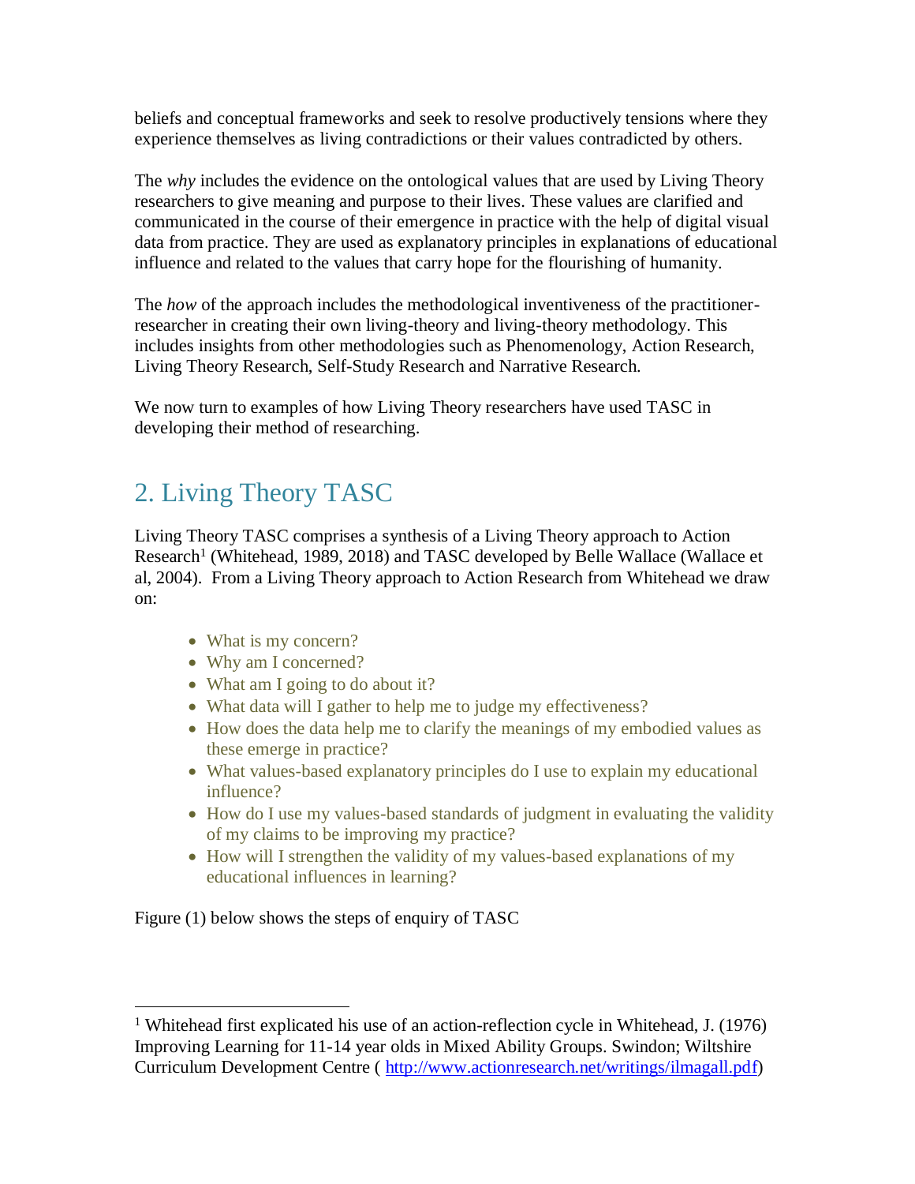beliefs and conceptual frameworks and seek to resolve productively tensions where they experience themselves as living contradictions or their values contradicted by others.

The *why* includes the evidence on the ontological values that are used by Living Theory researchers to give meaning and purpose to their lives. These values are clarified and communicated in the course of their emergence in practice with the help of digital visual data from practice. They are used as explanatory principles in explanations of educational influence and related to the values that carry hope for the flourishing of humanity.

The *how* of the approach includes the methodological inventiveness of the practitioner-researcher in creating their own living-theory and living-theory methodology. This includes insights from other methodologies such as Phenomenology, Action Research, Living Theory Research, Self-Study Research and Narrative Research.

We now turn to examples of how Living Theory researchers have used TASC in developing their method of researching.

## 2. Living Theory TASC

Living Theory TASC comprises a synthesis of a Living Theory approach to Action Research[1] (Whitehead, 1989, 2018) and TASC developed by Belle Wallace (Wallace et al, 2004). From a Living Theory approach to Action Research from Whitehead we draw on:

- What is my concern?
- Why am I concerned?
- What am I going to do about it?
- What data will I gather to help me to judge my effectiveness?
- How does the data help me to clarify the meanings of my embodied values as these emerge in practice?
- What values-based explanatory principles do I use to explain my educational influence?
- How do I use my values-based standards of judgment in evaluating the validity of my claims to be improving my practice?
- How will I strengthen the validity of my values-based explanations of my educational influences in learning?

Figure (1) below shows the steps of enquiry of TASC

[1] Whitehead first explicated his use of an action-reflection cycle in Whitehead, J. (1976) Improving Learning for 11-14 year olds in Mixed Ability Groups. Swindon; Wiltshire Curriculum Development Centre ( http://www.actionresearch.net/writings/ilmagall.pdf)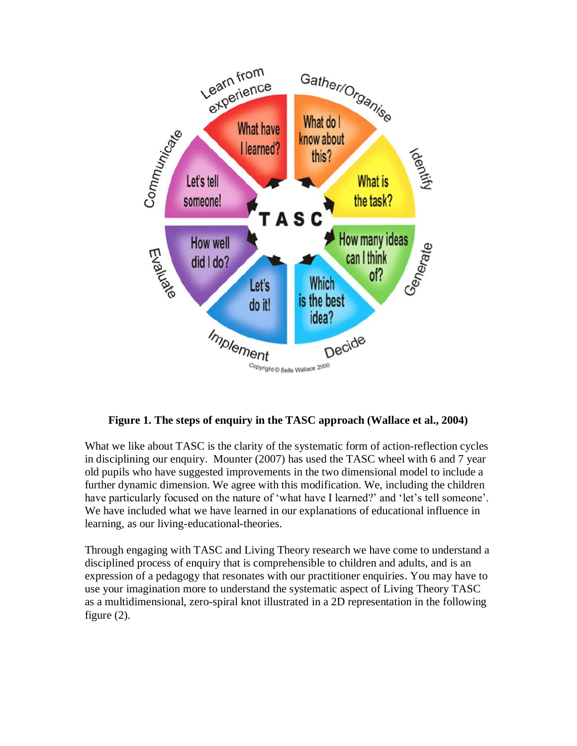**Figure 1. The steps of enquiry in the TASC approach (Wallace et al., 2004)**

What we like about TASC is the clarity of the systematic form of action-reflection cycles in disciplining our enquiry. Mounter (2007) has used the TASC wheel with 6 and 7 year old pupils who have suggested improvements in the two dimensional model to include a further dynamic dimension. We agree with this modification. We, including the children have particularly focused on the nature of 'what have I learned?' and 'let's tell someone'. We have included what we have learned in our explanations of educational influence in learning, as our living-educational-theories.

Through engaging with TASC and Living Theory research we have come to understand a disciplined process of enquiry that is comprehensible to children and adults, and is an expression of a pedagogy that resonates with our practitioner enquiries. You may have to use your imagination more to understand the systematic aspect of Living Theory TASC as a multidimensional, zero-spiral knot illustrated in a 2D representation in the following figure (2).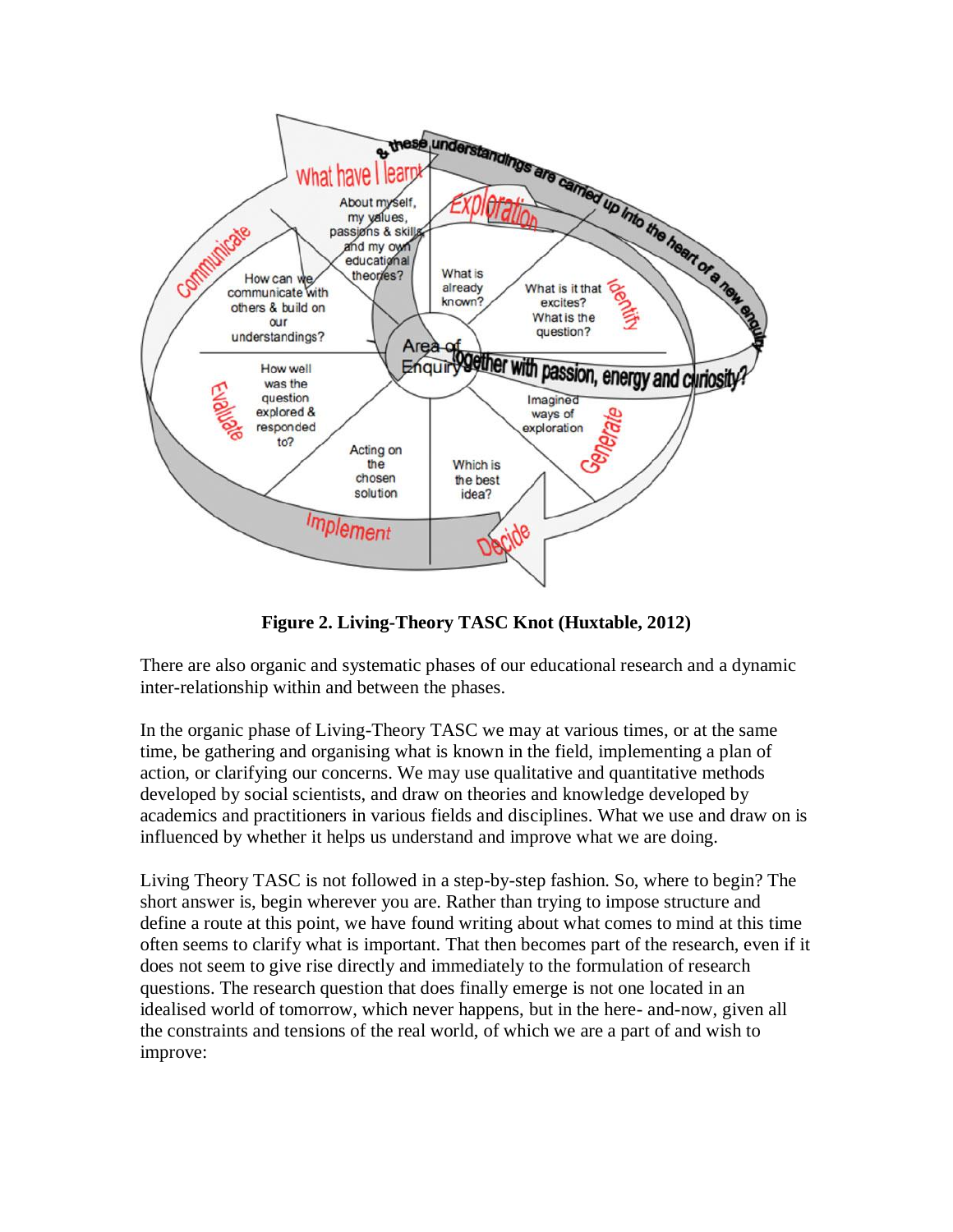**Figure 2. Living-Theory TASC Knot (Huxtable, 2012)**

There are also organic and systematic phases of our educational research and a dynamic inter-relationship within and between the phases.

In the organic phase of Living-Theory TASC we may at various times, or at the same time, be gathering and organising what is known in the field, implementing a plan of action, or clarifying our concerns. We may use qualitative and quantitative methods developed by social scientists, and draw on theories and knowledge developed by academics and practitioners in various fields and disciplines. What we use and draw on is influenced by whether it helps us understand and improve what we are doing.

Living Theory TASC is not followed in a step-by-step fashion. So, where to begin? The short answer is, begin wherever you are. Rather than trying to impose structure and define a route at this point, we have found writing about what comes to mind at this time often seems to clarify what is important. That then becomes part of the research, even if it does not seem to give rise directly and immediately to the formulation of research questions. The research question that does finally emerge is not one located in an idealised world of tomorrow, which never happens, but in the here- and-now, given all the constraints and tensions of the real world, of which we are a part of and wish to improve: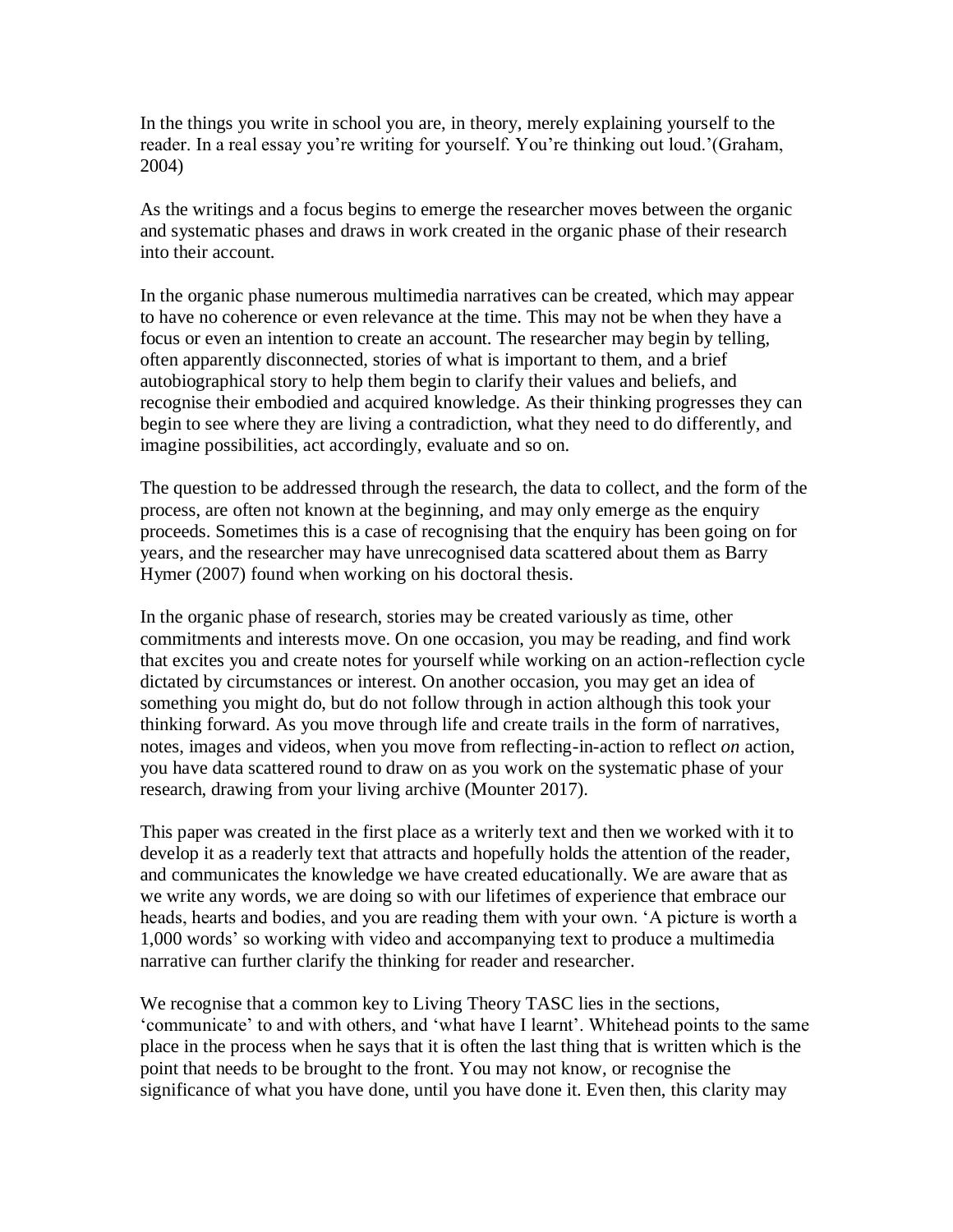In the things you write in school you are, in theory, merely explaining yourself to the reader. In a real essay you're writing for yourself. You're thinking out loud.'(Graham, 2004)

As the writings and a focus begins to emerge the researcher moves between the organic and systematic phases and draws in work created in the organic phase of their research into their account.

In the organic phase numerous multimedia narratives can be created, which may appear to have no coherence or even relevance at the time. This may not be when they have a focus or even an intention to create an account. The researcher may begin by telling, often apparently disconnected, stories of what is important to them, and a brief autobiographical story to help them begin to clarify their values and beliefs, and recognise their embodied and acquired knowledge. As their thinking progresses they can begin to see where they are living a contradiction, what they need to do differently, and imagine possibilities, act accordingly, evaluate and so on.

The question to be addressed through the research, the data to collect, and the form of the process, are often not known at the beginning, and may only emerge as the enquiry proceeds. Sometimes this is a case of recognising that the enquiry has been going on for years, and the researcher may have unrecognised data scattered about them as Barry Hymer (2007) found when working on his doctoral thesis.

In the organic phase of research, stories may be created variously as time, other commitments and interests move. On one occasion, you may be reading, and find work that excites you and create notes for yourself while working on an action-reflection cycle dictated by circumstances or interest. On another occasion, you may get an idea of something you might do, but do not follow through in action although this took your thinking forward. As you move through life and create trails in the form of narratives, notes, images and videos, when you move from reflecting-in-action to reflect *on* action, you have data scattered round to draw on as you work on the systematic phase of your research, drawing from your living archive (Mounter 2017).

This paper was created in the first place as a writerly text and then we worked with it to develop it as a readerly text that attracts and hopefully holds the attention of the reader, and communicates the knowledge we have created educationally. We are aware that as we write any words, we are doing so with our lifetimes of experience that embrace our heads, hearts and bodies, and you are reading them with your own. 'A picture is worth a 1,000 words' so working with video and accompanying text to produce a multimedia narrative can further clarify the thinking for reader and researcher.

We recognise that a common key to Living Theory TASC lies in the sections, 'communicate' to and with others, and 'what have I learnt'. Whitehead points to the same place in the process when he says that it is often the last thing that is written which is the point that needs to be brought to the front. You may not know, or recognise the significance of what you have done, until you have done it. Even then, this clarity may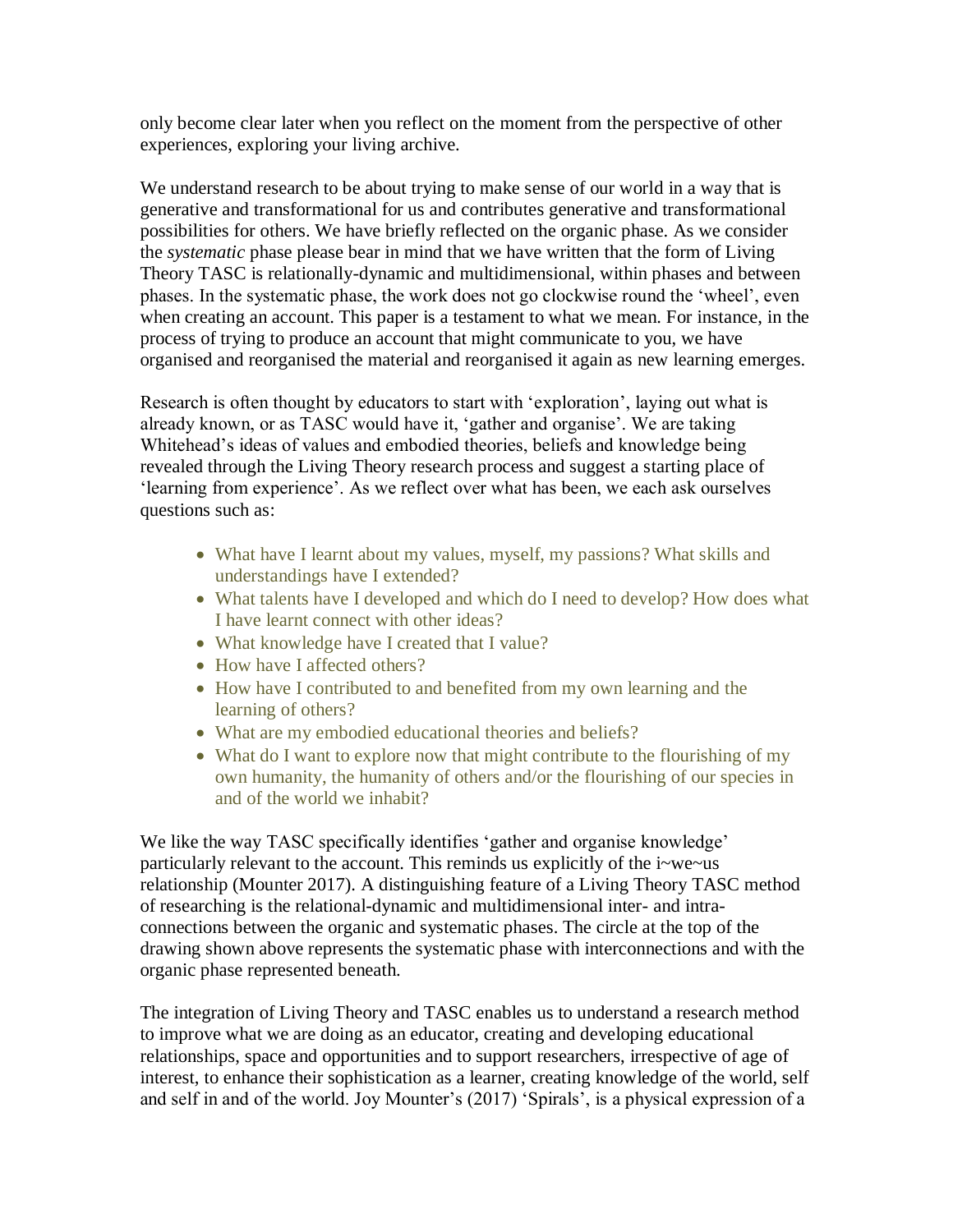only become clear later when you reflect on the moment from the perspective of other experiences, exploring your living archive.

We understand research to be about trying to make sense of our world in a way that is generative and transformational for us and contributes generative and transformational possibilities for others. We have briefly reflected on the organic phase. As we consider the *systematic* phase please bear in mind that we have written that the form of Living Theory TASC is relationally-dynamic and multidimensional, within phases and between phases. In the systematic phase, the work does not go clockwise round the 'wheel', even when creating an account. This paper is a testament to what we mean. For instance, in the process of trying to produce an account that might communicate to you, we have organised and reorganised the material and reorganised it again as new learning emerges.

Research is often thought by educators to start with 'exploration', laying out what is already known, or as TASC would have it, 'gather and organise'. We are taking Whitehead's ideas of values and embodied theories, beliefs and knowledge being revealed through the Living Theory research process and suggest a starting place of 'learning from experience'. As we reflect over what has been, we each ask ourselves questions such as:

- What have I learnt about my values, myself, my passions? What skills and understandings have I extended?
- What talents have I developed and which do I need to develop? How does what I have learnt connect with other ideas?
- What knowledge have I created that I value?
- How have I affected others?
- How have I contributed to and benefited from my own learning and the learning of others?
- What are my embodied educational theories and beliefs?
- What do I want to explore now that might contribute to the flourishing of my own humanity, the humanity of others and/or the flourishing of our species in and of the world we inhabit?

We like the way TASC specifically identifies 'gather and organise knowledge' particularly relevant to the account. This reminds us explicitly of the i~we~us relationship (Mounter 2017). A distinguishing feature of a Living Theory TASC method of researching is the relational-dynamic and multidimensional inter- and intra-connections between the organic and systematic phases. The circle at the top of the drawing shown above represents the systematic phase with interconnections and with the organic phase represented beneath.

The integration of Living Theory and TASC enables us to understand a research method to improve what we are doing as an educator, creating and developing educational relationships, space and opportunities and to support researchers, irrespective of age of interest, to enhance their sophistication as a learner, creating knowledge of the world, self and self in and of the world. Joy Mounter's (2017) 'Spirals', is a physical expression of a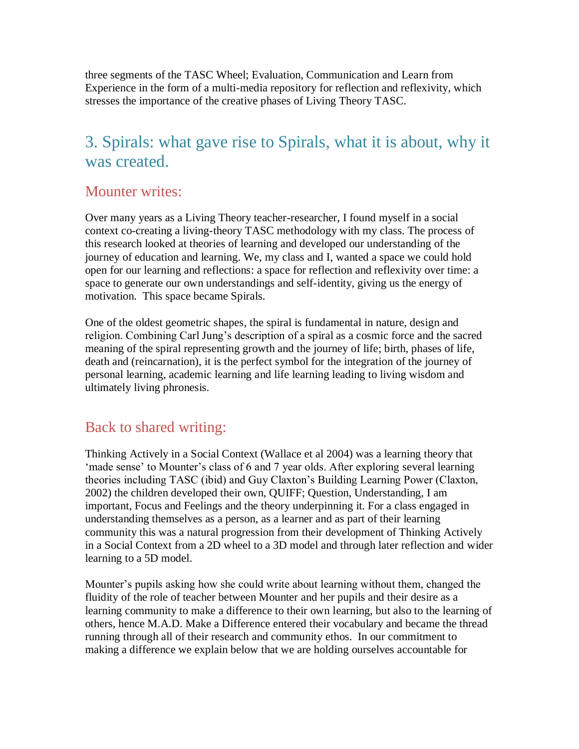three segments of the TASC Wheel; Evaluation, Communication and Learn from Experience in the form of a multi-media repository for reflection and reflexivity, which stresses the importance of the creative phases of Living Theory TASC.

## 3. Spirals: what gave rise to Spirals, what it is about, why it was created.

### Mounter writes:

Over many years as a Living Theory teacher-researcher, I found myself in a social context co-creating a living-theory TASC methodology with my class. The process of this research looked at theories of learning and developed our understanding of the journey of education and learning. We, my class and I, wanted a space we could hold open for our learning and reflections: a space for reflection and reflexivity over time: a space to generate our own understandings and self-identity, giving us the energy of motivation. This space became Spirals.

One of the oldest geometric shapes, the spiral is fundamental in nature, design and religion. Combining Carl Jung's description of a spiral as a cosmic force and the sacred meaning of the spiral representing growth and the journey of life; birth, phases of life, death and (reincarnation), it is the perfect symbol for the integration of the journey of personal learning, academic learning and life learning leading to living wisdom and ultimately living phronesis.

### Back to shared writing:

Thinking Actively in a Social Context (Wallace et al 2004) was a learning theory that 'made sense' to Mounter's class of 6 and 7 year olds. After exploring several learning theories including TASC (ibid) and Guy Claxton's Building Learning Power (Claxton, 2002) the children developed their own, QUIFF; Question, Understanding, I am important, Focus and Feelings and the theory underpinning it. For a class engaged in understanding themselves as a person, as a learner and as part of their learning community this was a natural progression from their development of Thinking Actively in a Social Context from a 2D wheel to a 3D model and through later reflection and wider learning to a 5D model.

Mounter's pupils asking how she could write about learning without them, changed the fluidity of the role of teacher between Mounter and her pupils and their desire as a learning community to make a difference to their own learning, but also to the learning of others, hence M.A.D. Make a Difference entered their vocabulary and became the thread running through all of their research and community ethos. In our commitment to making a difference we explain below that we are holding ourselves accountable for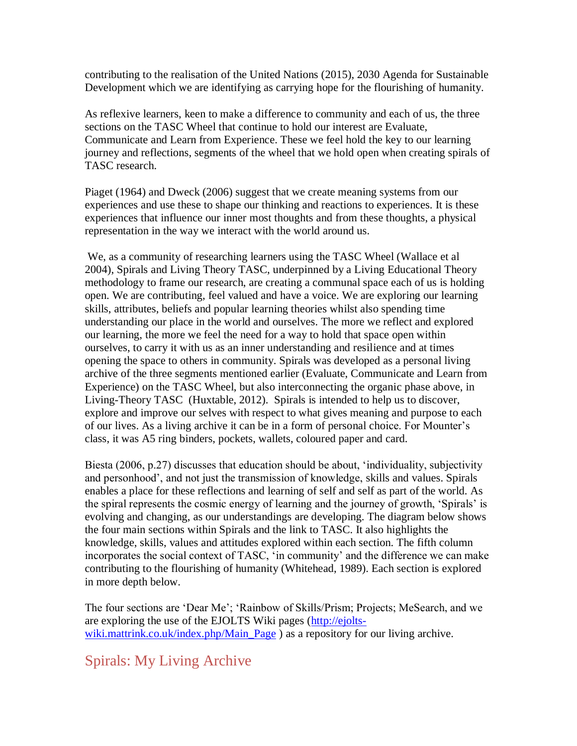contributing to the realisation of the United Nations (2015), 2030 Agenda for Sustainable Development which we are identifying as carrying hope for the flourishing of humanity.

As reflexive learners, keen to make a difference to community and each of us, the three sections on the TASC Wheel that continue to hold our interest are Evaluate, Communicate and Learn from Experience. These we feel hold the key to our learning journey and reflections, segments of the wheel that we hold open when creating spirals of TASC research.

Piaget (1964) and Dweck (2006) suggest that we create meaning systems from our experiences and use these to shape our thinking and reactions to experiences. It is these experiences that influence our inner most thoughts and from these thoughts, a physical representation in the way we interact with the world around us.

We, as a community of researching learners using the TASC Wheel (Wallace et al 2004), Spirals and Living Theory TASC, underpinned by a Living Educational Theory methodology to frame our research, are creating a communal space each of us is holding open. We are contributing, feel valued and have a voice. We are exploring our learning skills, attributes, beliefs and popular learning theories whilst also spending time understanding our place in the world and ourselves. The more we reflect and explored our learning, the more we feel the need for a way to hold that space open within ourselves, to carry it with us as an inner understanding and resilience and at times opening the space to others in community. Spirals was developed as a personal living archive of the three segments mentioned earlier (Evaluate, Communicate and Learn from Experience) on the TASC Wheel, but also interconnecting the organic phase above, in Living-Theory TASC (Huxtable, 2012). Spirals is intended to help us to discover, explore and improve our selves with respect to what gives meaning and purpose to each of our lives. As a living archive it can be in a form of personal choice. For Mounter's class, it was A5 ring binders, pockets, wallets, coloured paper and card.

Biesta (2006, p.27) discusses that education should be about, 'individuality, subjectivity and personhood', and not just the transmission of knowledge, skills and values. Spirals enables a place for these reflections and learning of self and self as part of the world. As the spiral represents the cosmic energy of learning and the journey of growth, 'Spirals' is evolving and changing, as our understandings are developing. The diagram below shows the four main sections within Spirals and the link to TASC. It also highlights the knowledge, skills, values and attitudes explored within each section. The fifth column incorporates the social context of TASC, 'in community' and the difference we can make contributing to the flourishing of humanity (Whitehead, 1989). Each section is explored in more depth below.

The four sections are 'Dear Me'; 'Rainbow of Skills/Prism; Projects; MeSearch, and we are exploring the use of the EJOLTS Wiki pages ([http://ejolts-wiki.mattrink.co.uk/index.php/Main_Page](http://ejolts-wiki.mattrink.co.uk/index.php/Main_Page) ) as a repository for our living archive.

## Spirals: My Living Archive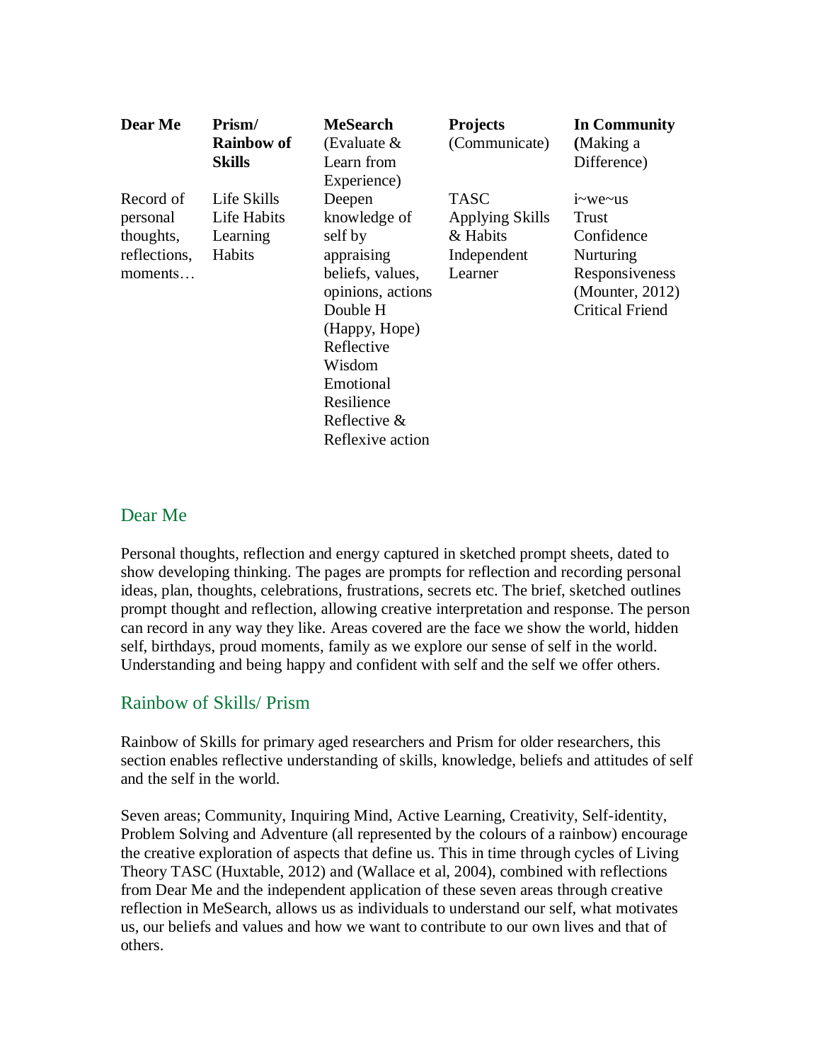| Dear Me | Prism/ Rainbow of Skills | MeSearch (Evaluate & Learn from Experience) | Projects (Communicate) | In Community (Making a Difference) |
|---|---|---|---|---|
| Record of personal thoughts, reflections, moments… | Life Skills<br>Life Habits<br>Learning Habits | Deepen knowledge of self by appraising beliefs, values, opinions, actions<br>Double H (Happy, Hope)<br>Reflective Wisdom<br>Emotional Resilience<br>Reflective & Reflexive action | TASC<br>Applying Skills & Habits<br>Independent Learner | i~we~us<br>Trust<br>Confidence<br>Nurturing<br>Responsiveness (Mounter, 2012)<br>Critical Friend |

## Dear Me

Personal thoughts, reflection and energy captured in sketched prompt sheets, dated to show developing thinking. The pages are prompts for reflection and recording personal ideas, plan, thoughts, celebrations, frustrations, secrets etc. The brief, sketched outlines prompt thought and reflection, allowing creative interpretation and response. The person can record in any way they like. Areas covered are the face we show the world, hidden self, birthdays, proud moments, family as we explore our sense of self in the world. Understanding and being happy and confident with self and the self we offer others.

## Rainbow of Skills/ Prism

Rainbow of Skills for primary aged researchers and Prism for older researchers, this section enables reflective understanding of skills, knowledge, beliefs and attitudes of self and the self in the world.

Seven areas; Community, Inquiring Mind, Active Learning, Creativity, Self-identity, Problem Solving and Adventure (all represented by the colours of a rainbow) encourage the creative exploration of aspects that define us. This in time through cycles of Living Theory TASC (Huxtable, 2012) and (Wallace et al, 2004), combined with reflections from Dear Me and the independent application of these seven areas through creative reflection in MeSearch, allows us as individuals to understand our self, what motivates us, our beliefs and values and how we want to contribute to our own lives and that of others.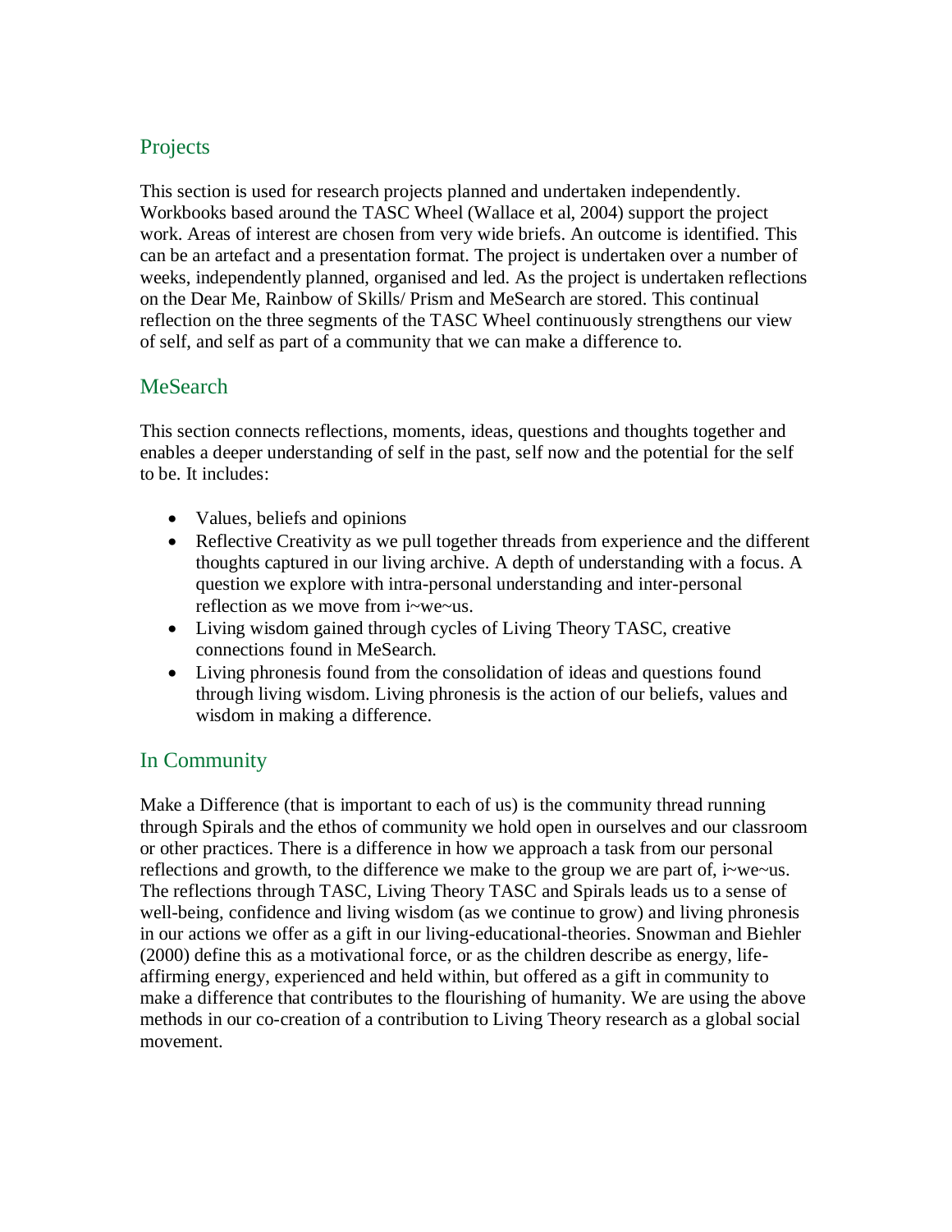## Projects

This section is used for research projects planned and undertaken independently. Workbooks based around the TASC Wheel (Wallace et al, 2004) support the project work. Areas of interest are chosen from very wide briefs. An outcome is identified. This can be an artefact and a presentation format. The project is undertaken over a number of weeks, independently planned, organised and led. As the project is undertaken reflections on the Dear Me, Rainbow of Skills/ Prism and MeSearch are stored. This continual reflection on the three segments of the TASC Wheel continuously strengthens our view of self, and self as part of a community that we can make a difference to.

## MeSearch

This section connects reflections, moments, ideas, questions and thoughts together and enables a deeper understanding of self in the past, self now and the potential for the self to be. It includes:

- Values, beliefs and opinions
- Reflective Creativity as we pull together threads from experience and the different thoughts captured in our living archive. A depth of understanding with a focus. A question we explore with intra-personal understanding and inter-personal reflection as we move from i~we~us.
- Living wisdom gained through cycles of Living Theory TASC, creative connections found in MeSearch.
- Living phronesis found from the consolidation of ideas and questions found through living wisdom. Living phronesis is the action of our beliefs, values and wisdom in making a difference.

## In Community

Make a Difference (that is important to each of us) is the community thread running through Spirals and the ethos of community we hold open in ourselves and our classroom or other practices. There is a difference in how we approach a task from our personal reflections and growth, to the difference we make to the group we are part of, i~we~us. The reflections through TASC, Living Theory TASC and Spirals leads us to a sense of well-being, confidence and living wisdom (as we continue to grow) and living phronesis in our actions we offer as a gift in our living-educational-theories. Snowman and Biehler (2000) define this as a motivational force, or as the children describe as energy, life-affirming energy, experienced and held within, but offered as a gift in community to make a difference that contributes to the flourishing of humanity. We are using the above methods in our co-creation of a contribution to Living Theory research as a global social movement.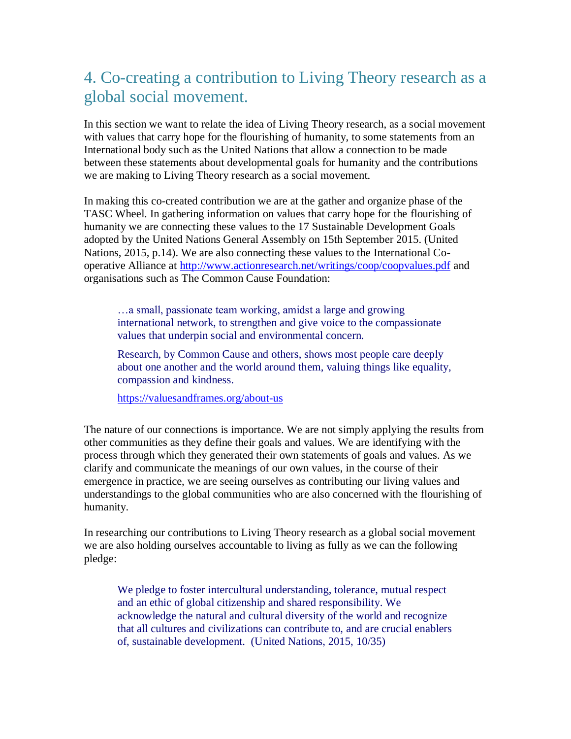## 4. Co-creating a contribution to Living Theory research as a global social movement.

In this section we want to relate the idea of Living Theory research, as a social movement with values that carry hope for the flourishing of humanity, to some statements from an International body such as the United Nations that allow a connection to be made between these statements about developmental goals for humanity and the contributions we are making to Living Theory research as a social movement.

In making this co-created contribution we are at the gather and organize phase of the TASC Wheel. In gathering information on values that carry hope for the flourishing of humanity we are connecting these values to the 17 Sustainable Development Goals adopted by the United Nations General Assembly on 15th September 2015. (United Nations, 2015, p.14). We are also connecting these values to the International Co-operative Alliance at http://www.actionresearch.net/writings/coop/coopvalues.pdf and organisations such as The Common Cause Foundation:

> …a small, passionate team working, amidst a large and growing international network, to strengthen and give voice to the compassionate values that underpin social and environmental concern.
>
> Research, by Common Cause and others, shows most people care deeply about one another and the world around them, valuing things like equality, compassion and kindness.
>
> https://valuesandframes.org/about-us

The nature of our connections is importance. We are not simply applying the results from other communities as they define their goals and values. We are identifying with the process through which they generated their own statements of goals and values. As we clarify and communicate the meanings of our own values, in the course of their emergence in practice, we are seeing ourselves as contributing our living values and understandings to the global communities who are also concerned with the flourishing of humanity.

In researching our contributions to Living Theory research as a global social movement we are also holding ourselves accountable to living as fully as we can the following pledge:

> We pledge to foster intercultural understanding, tolerance, mutual respect and an ethic of global citizenship and shared responsibility. We acknowledge the natural and cultural diversity of the world and recognize that all cultures and civilizations can contribute to, and are crucial enablers of, sustainable development. (United Nations, 2015, 10/35)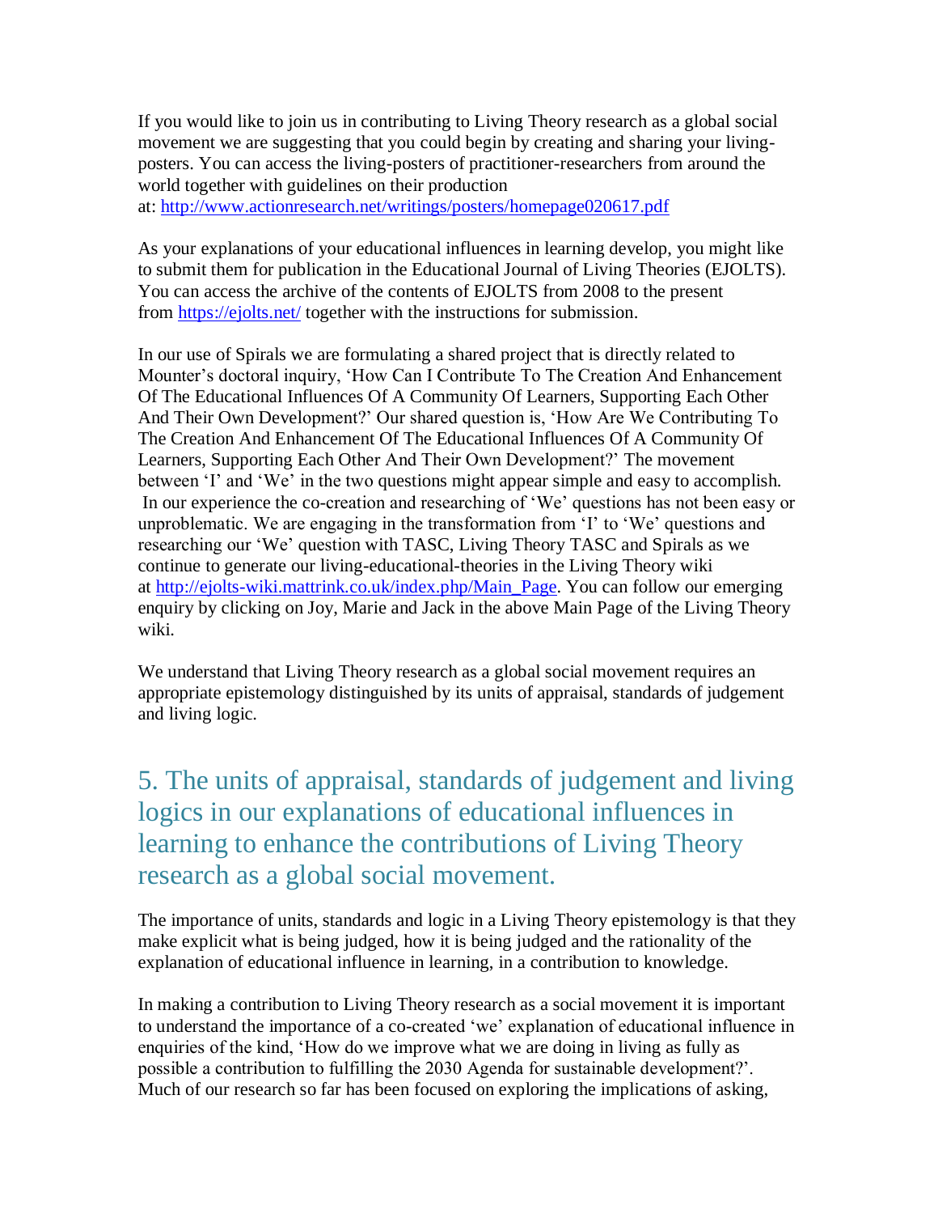If you would like to join us in contributing to Living Theory research as a global social movement we are suggesting that you could begin by creating and sharing your living-posters. You can access the living-posters of practitioner-researchers from around the world together with guidelines on their production at: [http://www.actionresearch.net/writings/posters/homepage020617.pdf](http://www.actionresearch.net/writings/posters/homepage020617.pdf)

As your explanations of your educational influences in learning develop, you might like to submit them for publication in the Educational Journal of Living Theories (EJOLTS). You can access the archive of the contents of EJOLTS from 2008 to the present from [https://ejolts.net/](https://ejolts.net/) together with the instructions for submission.

In our use of Spirals we are formulating a shared project that is directly related to Mounter's doctoral inquiry, 'How Can I Contribute To The Creation And Enhancement Of The Educational Influences Of A Community Of Learners, Supporting Each Other And Their Own Development?' Our shared question is, 'How Are We Contributing To The Creation And Enhancement Of The Educational Influences Of A Community Of Learners, Supporting Each Other And Their Own Development?' The movement between 'I' and 'We' in the two questions might appear simple and easy to accomplish. In our experience the co-creation and researching of 'We' questions has not been easy or unproblematic. We are engaging in the transformation from 'I' to 'We' questions and researching our 'We' question with TASC, Living Theory TASC and Spirals as we continue to generate our living-educational-theories in the Living Theory wiki at [http://ejolts-wiki.mattrink.co.uk/index.php/Main_Page](http://ejolts-wiki.mattrink.co.uk/index.php/Main_Page). You can follow our emerging enquiry by clicking on Joy, Marie and Jack in the above Main Page of the Living Theory wiki.

We understand that Living Theory research as a global social movement requires an appropriate epistemology distinguished by its units of appraisal, standards of judgement and living logic.

## 5. The units of appraisal, standards of judgement and living logics in our explanations of educational influences in learning to enhance the contributions of Living Theory research as a global social movement.

The importance of units, standards and logic in a Living Theory epistemology is that they make explicit what is being judged, how it is being judged and the rationality of the explanation of educational influence in learning, in a contribution to knowledge.

In making a contribution to Living Theory research as a social movement it is important to understand the importance of a co-created 'we' explanation of educational influence in enquiries of the kind, 'How do we improve what we are doing in living as fully as possible a contribution to fulfilling the 2030 Agenda for sustainable development?'. Much of our research so far has been focused on exploring the implications of asking,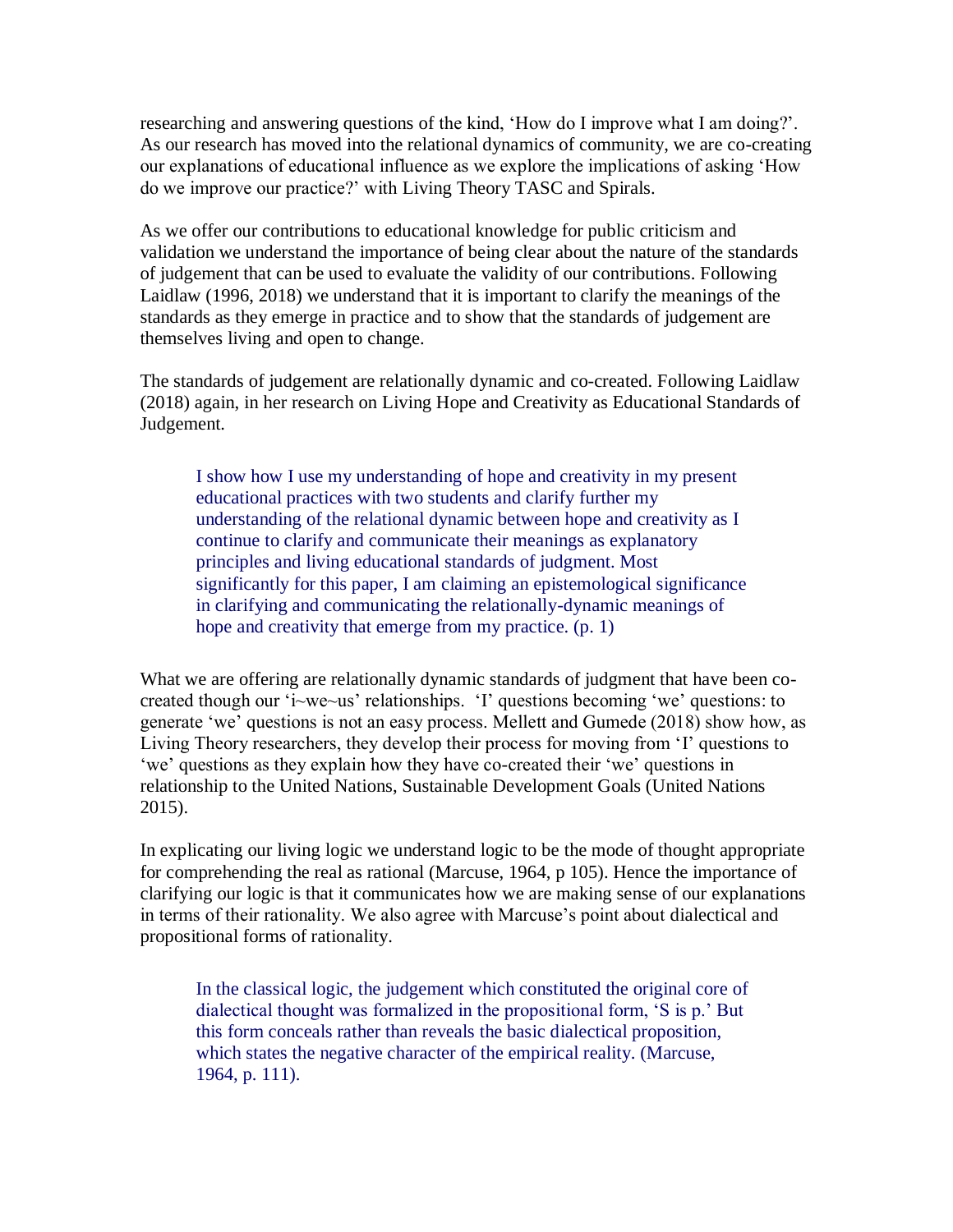researching and answering questions of the kind, 'How do I improve what I am doing?'. As our research has moved into the relational dynamics of community, we are co-creating our explanations of educational influence as we explore the implications of asking 'How do we improve our practice?' with Living Theory TASC and Spirals.

As we offer our contributions to educational knowledge for public criticism and validation we understand the importance of being clear about the nature of the standards of judgement that can be used to evaluate the validity of our contributions. Following Laidlaw (1996, 2018) we understand that it is important to clarify the meanings of the standards as they emerge in practice and to show that the standards of judgement are themselves living and open to change.

The standards of judgement are relationally dynamic and co-created. Following Laidlaw (2018) again, in her research on Living Hope and Creativity as Educational Standards of Judgement.

> I show how I use my understanding of hope and creativity in my present educational practices with two students and clarify further my understanding of the relational dynamic between hope and creativity as I continue to clarify and communicate their meanings as explanatory principles and living educational standards of judgment. Most significantly for this paper, I am claiming an epistemological significance in clarifying and communicating the relationally-dynamic meanings of hope and creativity that emerge from my practice. (p. 1)

What we are offering are relationally dynamic standards of judgment that have been co-created though our 'i~we~us' relationships. 'I' questions becoming 'we' questions: to generate 'we' questions is not an easy process. Mellett and Gumede (2018) show how, as Living Theory researchers, they develop their process for moving from 'I' questions to 'we' questions as they explain how they have co-created their 'we' questions in relationship to the United Nations, Sustainable Development Goals (United Nations 2015).

In explicating our living logic we understand logic to be the mode of thought appropriate for comprehending the real as rational (Marcuse, 1964, p 105). Hence the importance of clarifying our logic is that it communicates how we are making sense of our explanations in terms of their rationality. We also agree with Marcuse's point about dialectical and propositional forms of rationality.

> In the classical logic, the judgement which constituted the original core of dialectical thought was formalized in the propositional form, 'S is p.' But this form conceals rather than reveals the basic dialectical proposition, which states the negative character of the empirical reality. (Marcuse, 1964, p. 111).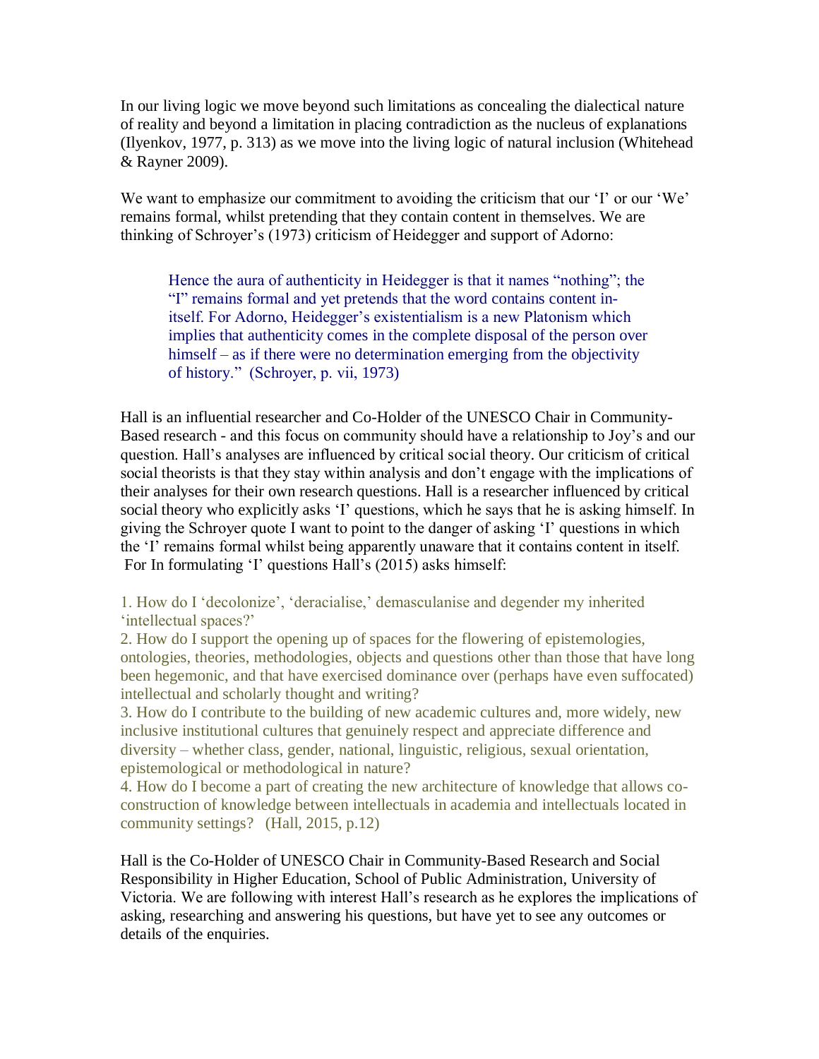In our living logic we move beyond such limitations as concealing the dialectical nature of reality and beyond a limitation in placing contradiction as the nucleus of explanations (Ilyenkov, 1977, p. 313) as we move into the living logic of natural inclusion (Whitehead & Rayner 2009).

We want to emphasize our commitment to avoiding the criticism that our 'I' or our 'We' remains formal, whilst pretending that they contain content in themselves. We are thinking of Schroyer's (1973) criticism of Heidegger and support of Adorno:

> Hence the aura of authenticity in Heidegger is that it names "nothing"; the "I" remains formal and yet pretends that the word contains content in-itself. For Adorno, Heidegger's existentialism is a new Platonism which implies that authenticity comes in the complete disposal of the person over himself – as if there were no determination emerging from the objectivity of history." (Schroyer, p. vii, 1973)

Hall is an influential researcher and Co-Holder of the UNESCO Chair in Community-Based research - and this focus on community should have a relationship to Joy's and our question. Hall's analyses are influenced by critical social theory. Our criticism of critical social theorists is that they stay within analysis and don't engage with the implications of their analyses for their own research questions. Hall is a researcher influenced by critical social theory who explicitly asks 'I' questions, which he says that he is asking himself. In giving the Schroyer quote I want to point to the danger of asking 'I' questions in which the 'I' remains formal whilst being apparently unaware that it contains content in itself. For In formulating 'I' questions Hall's (2015) asks himself:

1. How do I 'decolonize', 'deracialise,' demasculanise and degender my inherited 'intellectual spaces?'
2. How do I support the opening up of spaces for the flowering of epistemologies, ontologies, theories, methodologies, objects and questions other than those that have long been hegemonic, and that have exercised dominance over (perhaps have even suffocated) intellectual and scholarly thought and writing?
3. How do I contribute to the building of new academic cultures and, more widely, new inclusive institutional cultures that genuinely respect and appreciate difference and diversity – whether class, gender, national, linguistic, religious, sexual orientation, epistemological or methodological in nature?
4. How do I become a part of creating the new architecture of knowledge that allows co-construction of knowledge between intellectuals in academia and intellectuals located in community settings? (Hall, 2015, p.12)

Hall is the Co-Holder of UNESCO Chair in Community-Based Research and Social Responsibility in Higher Education, School of Public Administration, University of Victoria. We are following with interest Hall's research as he explores the implications of asking, researching and answering his questions, but have yet to see any outcomes or details of the enquiries.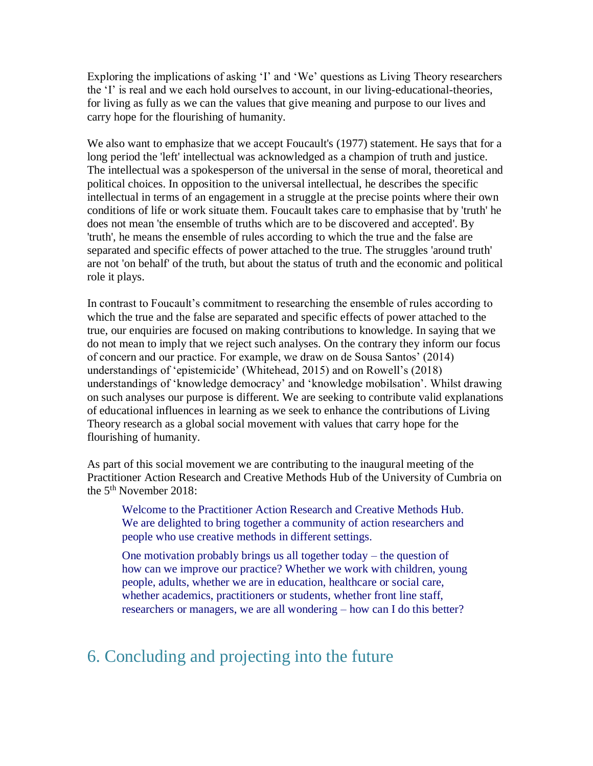Exploring the implications of asking 'I' and 'We' questions as Living Theory researchers the 'I' is real and we each hold ourselves to account, in our living-educational-theories, for living as fully as we can the values that give meaning and purpose to our lives and carry hope for the flourishing of humanity.

We also want to emphasize that we accept Foucault's (1977) statement. He says that for a long period the 'left' intellectual was acknowledged as a champion of truth and justice. The intellectual was a spokesperson of the universal in the sense of moral, theoretical and political choices. In opposition to the universal intellectual, he describes the specific intellectual in terms of an engagement in a struggle at the precise points where their own conditions of life or work situate them. Foucault takes care to emphasise that by 'truth' he does not mean 'the ensemble of truths which are to be discovered and accepted'. By 'truth', he means the ensemble of rules according to which the true and the false are separated and specific effects of power attached to the true. The struggles 'around truth' are not 'on behalf' of the truth, but about the status of truth and the economic and political role it plays.

In contrast to Foucault's commitment to researching the ensemble of rules according to which the true and the false are separated and specific effects of power attached to the true, our enquiries are focused on making contributions to knowledge. In saying that we do not mean to imply that we reject such analyses. On the contrary they inform our focus of concern and our practice. For example, we draw on de Sousa Santos' (2014) understandings of 'epistemicide' (Whitehead, 2015) and on Rowell's (2018) understandings of 'knowledge democracy' and 'knowledge mobilsation'. Whilst drawing on such analyses our purpose is different. We are seeking to contribute valid explanations of educational influences in learning as we seek to enhance the contributions of Living Theory research as a global social movement with values that carry hope for the flourishing of humanity.

As part of this social movement we are contributing to the inaugural meeting of the Practitioner Action Research and Creative Methods Hub of the University of Cumbria on the 5th November 2018:

> Welcome to the Practitioner Action Research and Creative Methods Hub. We are delighted to bring together a community of action researchers and people who use creative methods in different settings.
>
> One motivation probably brings us all together today – the question of how can we improve our practice? Whether we work with children, young people, adults, whether we are in education, healthcare or social care, whether academics, practitioners or students, whether front line staff, researchers or managers, we are all wondering – how can I do this better?

## 6. Concluding and projecting into the future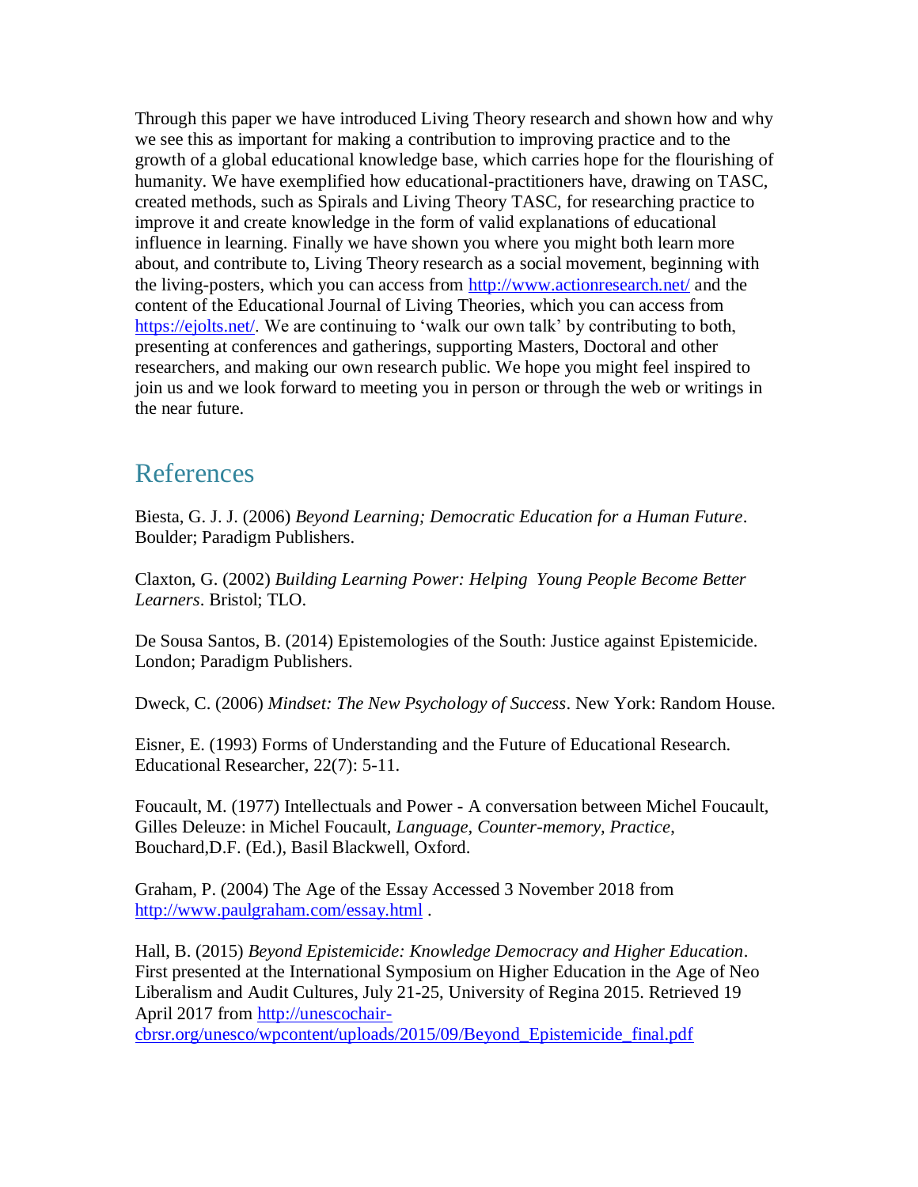Through this paper we have introduced Living Theory research and shown how and why we see this as important for making a contribution to improving practice and to the growth of a global educational knowledge base, which carries hope for the flourishing of humanity. We have exemplified how educational-practitioners have, drawing on TASC, created methods, such as Spirals and Living Theory TASC, for researching practice to improve it and create knowledge in the form of valid explanations of educational influence in learning. Finally we have shown you where you might both learn more about, and contribute to, Living Theory research as a social movement, beginning with the living-posters, which you can access from http://www.actionresearch.net/ and the content of the Educational Journal of Living Theories, which you can access from https://ejolts.net/. We are continuing to 'walk our own talk' by contributing to both, presenting at conferences and gatherings, supporting Masters, Doctoral and other researchers, and making our own research public. We hope you might feel inspired to join us and we look forward to meeting you in person or through the web or writings in the near future.

## References

Biesta, G. J. J. (2006) *Beyond Learning; Democratic Education for a Human Future*. Boulder; Paradigm Publishers.

Claxton, G. (2002) *Building Learning Power: Helping Young People Become Better Learners*. Bristol; TLO.

De Sousa Santos, B. (2014) Epistemologies of the South: Justice against Epistemicide. London; Paradigm Publishers.

Dweck, C. (2006) *Mindset: The New Psychology of Success*. New York: Random House.

Eisner, E. (1993) Forms of Understanding and the Future of Educational Research. Educational Researcher, 22(7): 5-11.

Foucault, M. (1977) Intellectuals and Power - A conversation between Michel Foucault, Gilles Deleuze: in Michel Foucault, *Language, Counter-memory, Practice*, Bouchard,D.F. (Ed.), Basil Blackwell, Oxford.

Graham, P. (2004) The Age of the Essay Accessed 3 November 2018 from http://www.paulgraham.com/essay.html .

Hall, B. (2015) *Beyond Epistemicide: Knowledge Democracy and Higher Education*. First presented at the International Symposium on Higher Education in the Age of Neo Liberalism and Audit Cultures, July 21-25, University of Regina 2015. Retrieved 19 April 2017 from http://unescochair-cbrsr.org/unesco/wpcontent/uploads/2015/09/Beyond_Epistemicide_final.pdf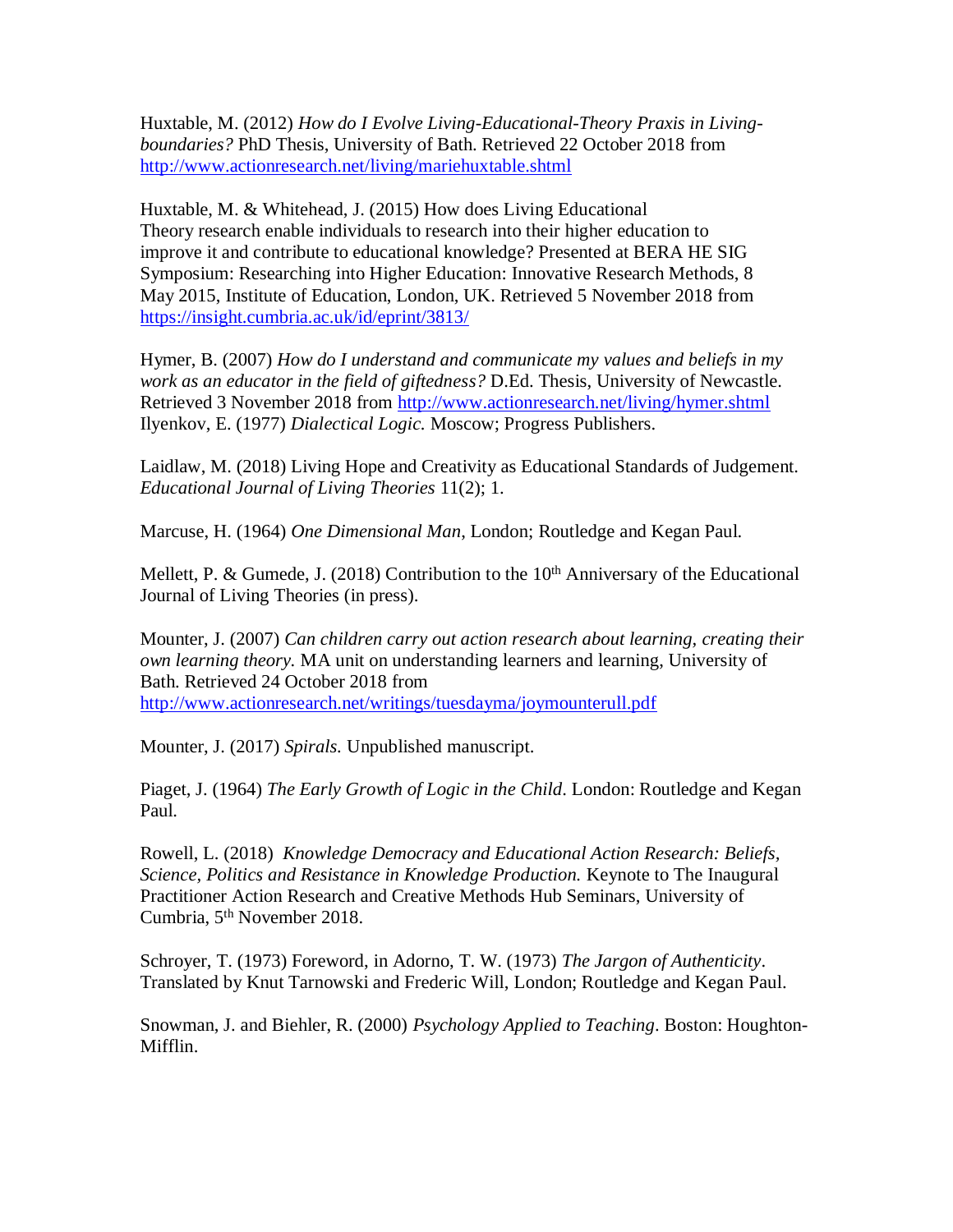Huxtable, M. (2012) *How do I Evolve Living-Educational-Theory Praxis in Living-boundaries?* PhD Thesis, University of Bath. Retrieved 22 October 2018 from http://www.actionresearch.net/living/mariehuxtable.shtml

Huxtable, M. & Whitehead, J. (2015) How does Living Educational Theory research enable individuals to research into their higher education to improve it and contribute to educational knowledge? Presented at BERA HE SIG Symposium: Researching into Higher Education: Innovative Research Methods, 8 May 2015, Institute of Education, London, UK. Retrieved 5 November 2018 from https://insight.cumbria.ac.uk/id/eprint/3813/

Hymer, B. (2007) *How do I understand and communicate my values and beliefs in my work as an educator in the field of giftedness?* D.Ed. Thesis, University of Newcastle. Retrieved 3 November 2018 from http://www.actionresearch.net/living/hymer.shtml
Ilyenkov, E. (1977) *Dialectical Logic.* Moscow; Progress Publishers.

Laidlaw, M. (2018) Living Hope and Creativity as Educational Standards of Judgement. *Educational Journal of Living Theories* 11(2); 1.

Marcuse, H. (1964) *One Dimensional Man*, London; Routledge and Kegan Paul.

Mellett, P. & Gumede, J. (2018) Contribution to the 10th Anniversary of the Educational Journal of Living Theories (in press).

Mounter, J. (2007) *Can children carry out action research about learning, creating their own learning theory.* MA unit on understanding learners and learning, University of Bath. Retrieved 24 October 2018 from http://www.actionresearch.net/writings/tuesdayma/joymounterull.pdf

Mounter, J. (2017) *Spirals.* Unpublished manuscript.

Piaget, J. (1964) *The Early Growth of Logic in the Child*. London: Routledge and Kegan Paul.

Rowell, L. (2018) *Knowledge Democracy and Educational Action Research: Beliefs, Science, Politics and Resistance in Knowledge Production.* Keynote to The Inaugural Practitioner Action Research and Creative Methods Hub Seminars, University of Cumbria, 5th November 2018.

Schroyer, T. (1973) Foreword, in Adorno, T. W. (1973) *The Jargon of Authenticity*. Translated by Knut Tarnowski and Frederic Will, London; Routledge and Kegan Paul.

Snowman, J. and Biehler, R. (2000) *Psychology Applied to Teaching*. Boston: Houghton-Mifflin.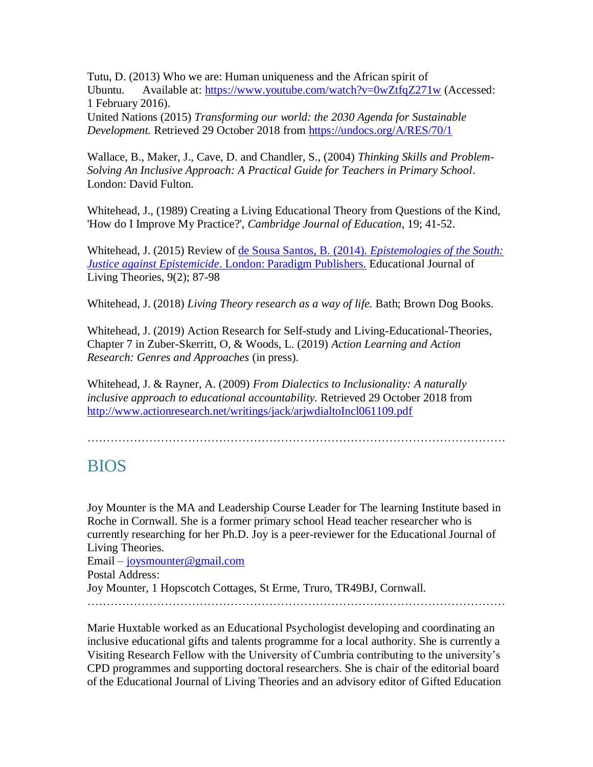Tutu, D. (2013) Who we are: Human uniqueness and the African spirit of Ubuntu. Available at: [https://www.youtube.com/watch?v=0wZtfqZ271w](https://www.youtube.com/watch?v=0wZtfqZ271w) (Accessed: 1 February 2016).
United Nations (2015) *Transforming our world: the 2030 Agenda for Sustainable Development.* Retrieved 29 October 2018 from [https://undocs.org/A/RES/70/1](https://undocs.org/A/RES/70/1)

Wallace, B., Maker, J., Cave, D. and Chandler, S., (2004) *Thinking Skills and Problem-Solving An Inclusive Approach: A Practical Guide for Teachers in Primary School*. London: David Fulton.

Whitehead, J., (1989) Creating a Living Educational Theory from Questions of the Kind, 'How do I Improve My Practice?', *Cambridge Journal of Education*, 19; 41-52.

Whitehead, J. (2015) Review of [de Sousa Santos, B. (2014). *Epistemologies of the South: Justice against Epistemicide*. London: Paradigm Publishers.]() Educational Journal of Living Theories, 9(2); 87-98

Whitehead, J. (2018) *Living Theory research as a way of life.* Bath; Brown Dog Books.

Whitehead, J. (2019) Action Research for Self-study and Living-Educational-Theories, Chapter 7 in Zuber-Skerritt, O, & Woods, L. (2019) *Action Learning and Action Research: Genres and Approaches* (in press).

Whitehead, J. & Rayner, A. (2009) *From Dialectics to Inclusionality: A naturally inclusive approach to educational accountability.* Retrieved 29 October 2018 from [http://www.actionresearch.net/writings/jack/arjwdialtoIncl061109.pdf](http://www.actionresearch.net/writings/jack/arjwdialtoIncl061109.pdf)

……………………………………………………………………………………………

# BIOS

Joy Mounter is the MA and Leadership Course Leader for The learning Institute based in Roche in Cornwall. She is a former primary school Head teacher researcher who is currently researching for her Ph.D. Joy is a peer-reviewer for the Educational Journal of Living Theories.
Email – [joysmounter@gmail.com](mailto:joysmounter@gmail.com)
Postal Address:
Joy Mounter, 1 Hopscotch Cottages, St Erme, Truro, TR49BJ, Cornwall.
……………………………………………………………………………………………

Marie Huxtable worked as an Educational Psychologist developing and coordinating an inclusive educational gifts and talents programme for a local authority. She is currently a Visiting Research Fellow with the University of Cumbria contributing to the university's CPD programmes and supporting doctoral researchers. She is chair of the editorial board of the Educational Journal of Living Theories and an advisory editor of Gifted Education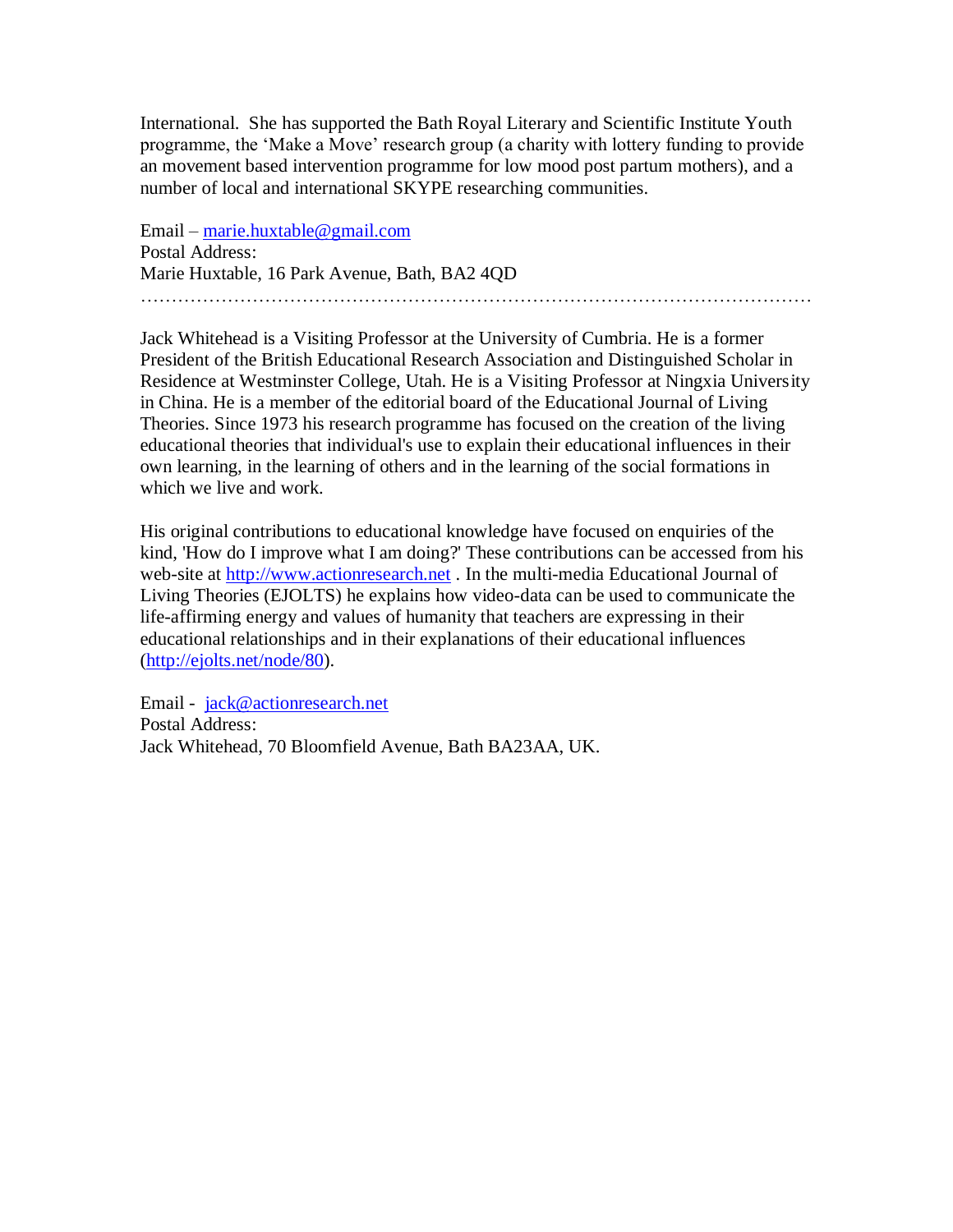International. She has supported the Bath Royal Literary and Scientific Institute Youth programme, the 'Make a Move' research group (a charity with lottery funding to provide an movement based intervention programme for low mood post partum mothers), and a number of local and international SKYPE researching communities.

Email – marie.huxtable@gmail.com
Postal Address:
Marie Huxtable, 16 Park Avenue, Bath, BA2 4QD

…………………………………………………………………………………………………

Jack Whitehead is a Visiting Professor at the University of Cumbria. He is a former President of the British Educational Research Association and Distinguished Scholar in Residence at Westminster College, Utah. He is a Visiting Professor at Ningxia University in China. He is a member of the editorial board of the Educational Journal of Living Theories. Since 1973 his research programme has focused on the creation of the living educational theories that individual's use to explain their educational influences in their own learning, in the learning of others and in the learning of the social formations in which we live and work.

His original contributions to educational knowledge have focused on enquiries of the kind, 'How do I improve what I am doing?' These contributions can be accessed from his web-site at http://www.actionresearch.net . In the multi-media Educational Journal of Living Theories (EJOLTS) he explains how video-data can be used to communicate the life-affirming energy and values of humanity that teachers are expressing in their educational relationships and in their explanations of their educational influences (http://ejolts.net/node/80).

Email - jack@actionresearch.net
Postal Address:
Jack Whitehead, 70 Bloomfield Avenue, Bath BA23AA, UK.